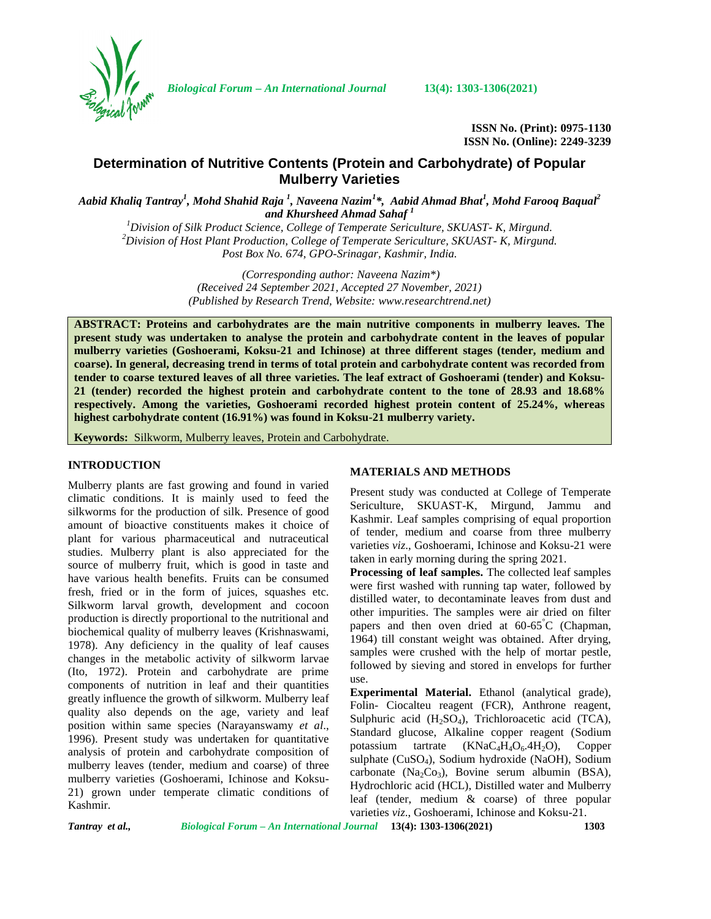ISSN No. (Print): 0975-1130
ISSN No. (Online): 2249-3239

# Determination of Nutritive Contents (Protein and Carbohydrate) of Popular Mulberry Varieties

*Aabid Khaliq Tantray[1], Mohd Shahid Raja [1], Naveena Nazim[1]\*, Aabid Ahmad Bhat[1], Mohd Farooq Baqual[2] and Khursheed Ahmad Sahaf [1]*

[1]*Division of Silk Product Science, College of Temperate Sericulture, SKUAST- K, Mirgund.*
[2]*Division of Host Plant Production, College of Temperate Sericulture, SKUAST- K, Mirgund.*
*Post Box No. 674, GPO-Srinagar, Kashmir, India.*

*(Corresponding author: Naveena Nazim\*)*
*(Received 24 September 2021, Accepted 27 November, 2021)*
*(Published by Research Trend, Website: www.researchtrend.net)*

**ABSTRACT: Proteins and carbohydrates are the main nutritive components in mulberry leaves. The present study was undertaken to analyse the protein and carbohydrate content in the leaves of popular mulberry varieties (Goshoerami, Koksu-21 and Ichinose) at three different stages (tender, medium and coarse). In general, decreasing trend in terms of total protein and carbohydrate content was recorded from tender to coarse textured leaves of all three varieties. The leaf extract of Goshoerami (tender) and Koksu-21 (tender) recorded the highest protein and carbohydrate content to the tone of 28.93 and 18.68% respectively. Among the varieties, Goshoerami recorded highest protein content of 25.24%, whereas highest carbohydrate content (16.91%) was found in Koksu-21 mulberry variety.**

**Keywords:** Silkworm, Mulberry leaves, Protein and Carbohydrate.

## INTRODUCTION

Mulberry plants are fast growing and found in varied climatic conditions. It is mainly used to feed the silkworms for the production of silk. Presence of good amount of bioactive constituents makes it choice of plant for various pharmaceutical and nutraceutical studies. Mulberry plant is also appreciated for the source of mulberry fruit, which is good in taste and have various health benefits. Fruits can be consumed fresh, fried or in the form of juices, squashes etc. Silkworm larval growth, development and cocoon production is directly proportional to the nutritional and biochemical quality of mulberry leaves (Krishnaswami, 1978). Any deficiency in the quality of leaf causes changes in the metabolic activity of silkworm larvae (Ito, 1972). Protein and carbohydrate are prime components of nutrition in leaf and their quantities greatly influence the growth of silkworm. Mulberry leaf quality also depends on the age, variety and leaf position within same species (Narayanswamy *et al*., 1996). Present study was undertaken for quantitative analysis of protein and carbohydrate composition of mulberry leaves (tender, medium and coarse) of three mulberry varieties (Goshoerami, Ichinose and Koksu-21) grown under temperate climatic conditions of Kashmir.

## MATERIALS AND METHODS

Present study was conducted at College of Temperate Sericulture, SKUAST-K, Mirgund, Jammu and Kashmir. Leaf samples comprising of equal proportion of tender, medium and coarse from three mulberry varieties *viz*., Goshoerami, Ichinose and Koksu-21 were taken in early morning during the spring 2021.

**Processing of leaf samples.** The collected leaf samples were first washed with running tap water, followed by distilled water, to decontaminate leaves from dust and other impurities. The samples were air dried on filter papers and then oven dried at 60-65°C (Chapman, 1964) till constant weight was obtained. After drying, samples were crushed with the help of mortar pestle, followed by sieving and stored in envelops for further use.

**Experimental Material.** Ethanol (analytical grade), Folin- Ciocalteu reagent (FCR), Anthrone reagent, Sulphuric acid ($H_2SO_4$), Trichloroacetic acid (TCA), Standard glucose, Alkaline copper reagent (Sodium potassium tartrate ($KNaC_4H_4O_6.4H_2O$), Copper sulphate ($CuSO_4$), Sodium hydroxide (NaOH), Sodium carbonate ($Na_2Co_3$), Bovine serum albumin (BSA), Hydrochloric acid (HCL), Distilled water and Mulberry leaf (tender, medium & coarse) of three popular varieties *viz*., Goshoerami, Ichinose and Koksu-21.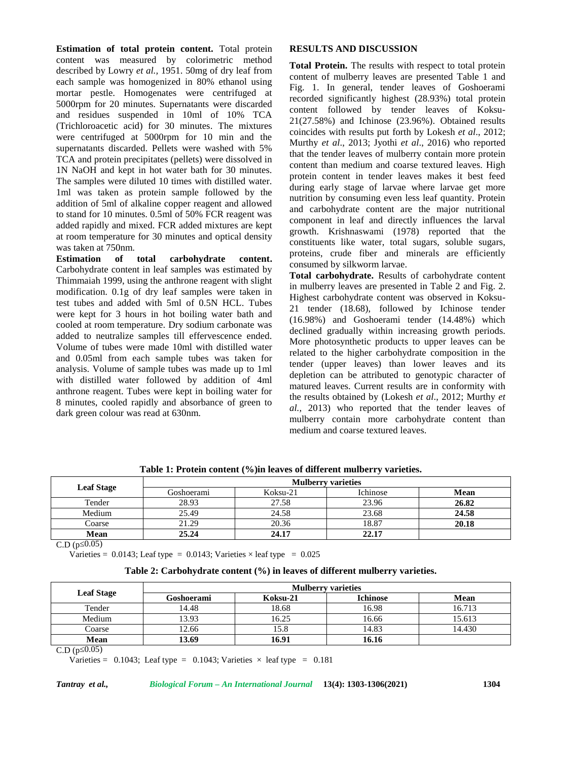**Estimation of total protein content.** Total protein content was measured by colorimetric method described by Lowry *et al.,* 1951. 50mg of dry leaf from each sample was homogenized in 80% ethanol using mortar pestle. Homogenates were centrifuged at 5000rpm for 20 minutes. Supernatants were discarded and residues suspended in 10ml of 10% TCA (Trichloroacetic acid) for 30 minutes. The mixtures were centrifuged at 5000rpm for 10 min and the supernatants discarded. Pellets were washed with 5% TCA and protein precipitates (pellets) were dissolved in 1N NaOH and kept in hot water bath for 30 minutes. The samples were diluted 10 times with distilled water. 1ml was taken as protein sample followed by the addition of 5ml of alkaline copper reagent and allowed to stand for 10 minutes. 0.5ml of 50% FCR reagent was added rapidly and mixed. FCR added mixtures are kept at room temperature for 30 minutes and optical density was taken at 750nm.

**Estimation of total carbohydrate content.** Carbohydrate content in leaf samples was estimated by Thimmaiah 1999, using the anthrone reagent with slight modification. 0.1g of dry leaf samples were taken in test tubes and added with 5ml of 0.5N HCL. Tubes were kept for 3 hours in hot boiling water bath and cooled at room temperature. Dry sodium carbonate was added to neutralize samples till effervescence ended. Volume of tubes were made 10ml with distilled water and 0.05ml from each sample tubes was taken for analysis. Volume of sample tubes was made up to 1ml with distilled water followed by addition of 4ml anthrone reagent. Tubes were kept in boiling water for 8 minutes, cooled rapidly and absorbance of green to dark green colour was read at 630nm.

## RESULTS AND DISCUSSION

**Total Protein.** The results with respect to total protein content of mulberry leaves are presented Table 1 and Fig. 1. In general, tender leaves of Goshoerami recorded significantly highest (28.93%) total protein content followed by tender leaves of Koksu-21(27.58%) and Ichinose (23.96%). Obtained results coincides with results put forth by Lokesh *et al*., 2012; Murthy *et al*., 2013; Jyothi *et al*., 2016) who reported that the tender leaves of mulberry contain more protein content than medium and coarse textured leaves. High protein content in tender leaves makes it best feed during early stage of larvae where larvae get more nutrition by consuming even less leaf quantity. Protein and carbohydrate content are the major nutritional component in leaf and directly influences the larval growth. Krishnaswami (1978) reported that the constituents like water, total sugars, soluble sugars, proteins, crude fiber and minerals are efficiently consumed by silkworm larvae.

**Total carbohydrate.** Results of carbohydrate content in mulberry leaves are presented in Table 2 and Fig. 2. Highest carbohydrate content was observed in Koksu-21 tender (18.68), followed by Ichinose tender (16.98%) and Goshoerami tender (14.48%) which declined gradually within increasing growth periods. More photosynthetic products to upper leaves can be related to the higher carbohydrate composition in the tender (upper leaves) than lower leaves and its depletion can be attributed to genotypic character of matured leaves. Current results are in conformity with the results obtained by (Lokesh *et al*., 2012; Murthy *et al.,* 2013) who reported that the tender leaves of mulberry contain more carbohydrate content than medium and coarse textured leaves.

**Table 1: Protein content (%)in leaves of different mulberry varieties.**

| Leaf Stage | Mulberry varieties | | | |
|---|---|---|---|---|
| | Goshoerami | Koksu-21 | Ichinose | **Mean** |
| Tender | 28.93 | 27.58 | 23.96 | **26.82** |
| Medium | 25.49 | 24.58 | 23.68 | **24.58** |
| Coarse | 21.29 | 20.36 | 18.87 | **20.18** |
| **Mean** | **25.24** | **24.17** | **22.17** | |

C.D ($p \leq 0.05$)

Varieties = 0.0143; Leaf type = 0.0143; Varieties × leaf type = 0.025

**Table 2: Carbohydrate content (%) in leaves of different mulberry varieties.**

| Leaf Stage | Mulberry varieties | | | |
|---|---|---|---|---|
| | **Goshoerami** | **Koksu-21** | **Ichinose** | **Mean** |
| Tender | 14.48 | 18.68 | 16.98 | 16.713 |
| Medium | 13.93 | 16.25 | 16.66 | 15.613 |
| Coarse | 12.66 | 15.8 | 14.83 | 14.430 |
| **Mean** | **13.69** | **16.91** | **16.16** | |

C.D ($p \leq 0.05$)

Varieties = 0.1043; Leaf type = 0.1043; Varieties × leaf type = 0.181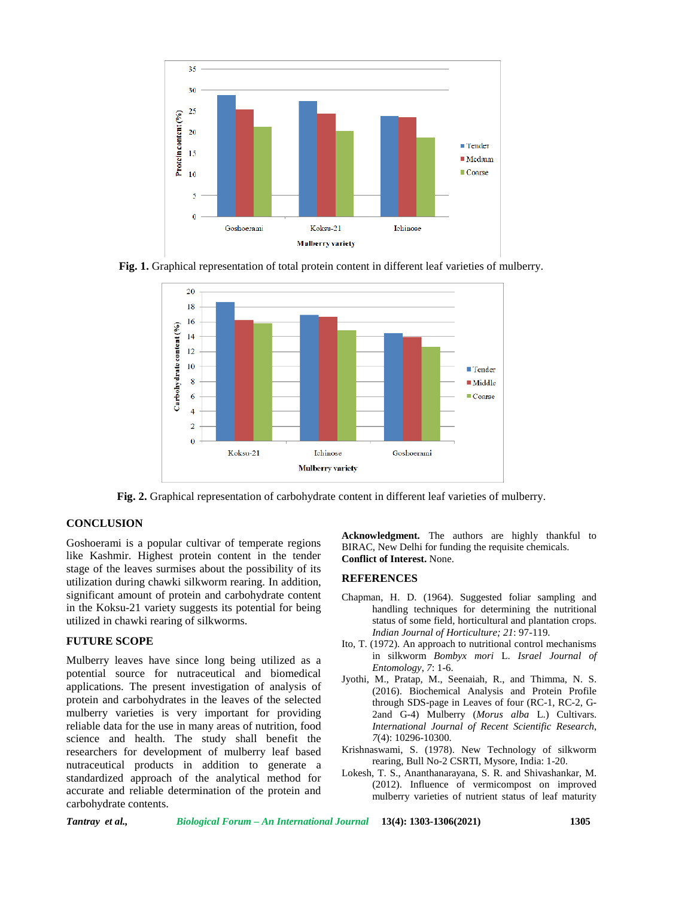Fig. 1. Graphical representation of total protein content in different leaf varieties of mulberry.

Fig. 2. Graphical representation of carbohydrate content in different leaf varieties of mulberry.

## CONCLUSION

Goshoerami is a popular cultivar of temperate regions like Kashmir. Highest protein content in the tender stage of the leaves surmises about the possibility of its utilization during chawki silkworm rearing. In addition, significant amount of protein and carbohydrate content in the Koksu-21 variety suggests its potential for being utilized in chawki rearing of silkworms.

## FUTURE SCOPE

Mulberry leaves have since long being utilized as a potential source for nutraceutical and biomedical applications. The present investigation of analysis of protein and carbohydrates in the leaves of the selected mulberry varieties is very important for providing reliable data for the use in many areas of nutrition, food science and health. The study shall benefit the researchers for development of mulberry leaf based nutraceutical products in addition to generate a standardized approach of the analytical method for accurate and reliable determination of the protein and carbohydrate contents.

**Acknowledgment.** The authors are highly thankful to BIRAC, New Delhi for funding the requisite chemicals.

**Conflict of Interest.** None.

## REFERENCES

Chapman, H. D. (1964). Suggested foliar sampling and handling techniques for determining the nutritional status of some field, horticultural and plantation crops. *Indian Journal of Horticulture; 21*: 97-119.

Ito, T. (1972). An approach to nutritional control mechanisms in silkworm *Bombyx mori* L. *Israel Journal of Entomology*, *7*: 1-6.

Jyothi, M., Pratap, M., Seenaiah, R., and Thimma, N. S. (2016). Biochemical Analysis and Protein Profile through SDS-page in Leaves of four (RC-1, RC-2, G-2and G-4) Mulberry (*Morus alba* L.) Cultivars. *International Journal of Recent Scientific Research*, *7*(4): 10296-10300.

Krishnaswami, S. (1978). New Technology of silkworm rearing, Bull No-2 CSRTI, Mysore, India: 1-20.

Lokesh, T. S., Ananthanarayana, S. R. and Shivashankar, M. (2012). Influence of vermicompost on improved mulberry varieties of nutrient status of leaf maturity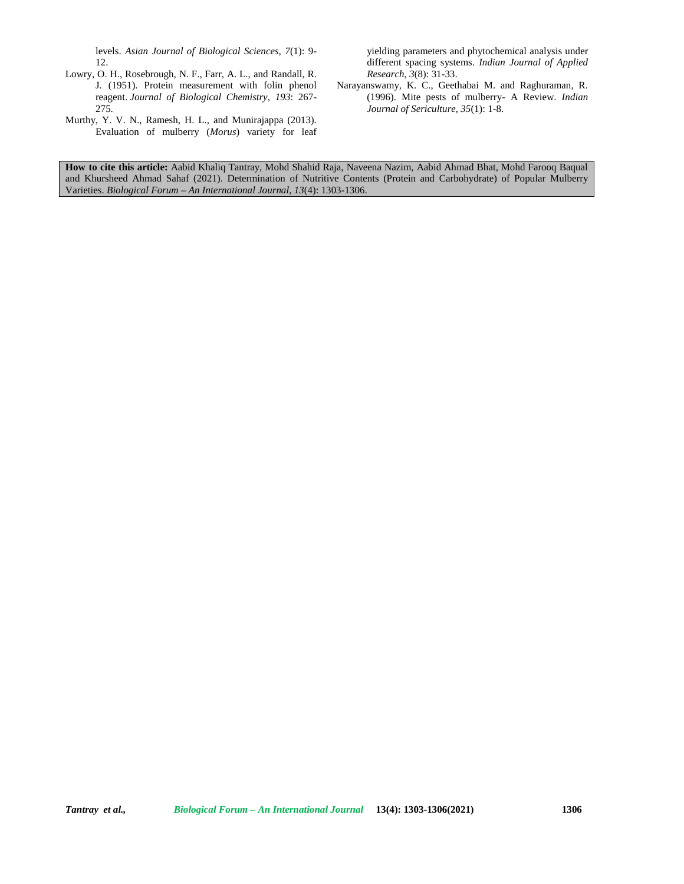levels. *Asian Journal of Biological Sciences, 7*(1): 9-12.

Lowry, O. H., Rosebrough, N. F., Farr, A. L., and Randall, R. J. (1951). Protein measurement with folin phenol reagent. *Journal of Biological Chemistry, 193*: 267-275.

Murthy, Y. V. N., Ramesh, H. L., and Munirajappa (2013). Evaluation of mulberry (*Morus*) variety for leaf yielding parameters and phytochemical analysis under different spacing systems. *Indian Journal of Applied Research, 3*(8): 31-33.

Narayanswamy, K. C., Geethabai M. and Raghuraman, R. (1996). Mite pests of mulberry- A Review. *Indian Journal of Sericulture, 35*(1): 1-8.

**How to cite this article:** Aabid Khaliq Tantray, Mohd Shahid Raja, Naveena Nazim, Aabid Ahmad Bhat, Mohd Farooq Baqual and Khursheed Ahmad Sahaf (2021). Determination of Nutritive Contents (Protein and Carbohydrate) of Popular Mulberry Varieties. *Biological Forum – An International Journal, 13*(4): 1303-1306.